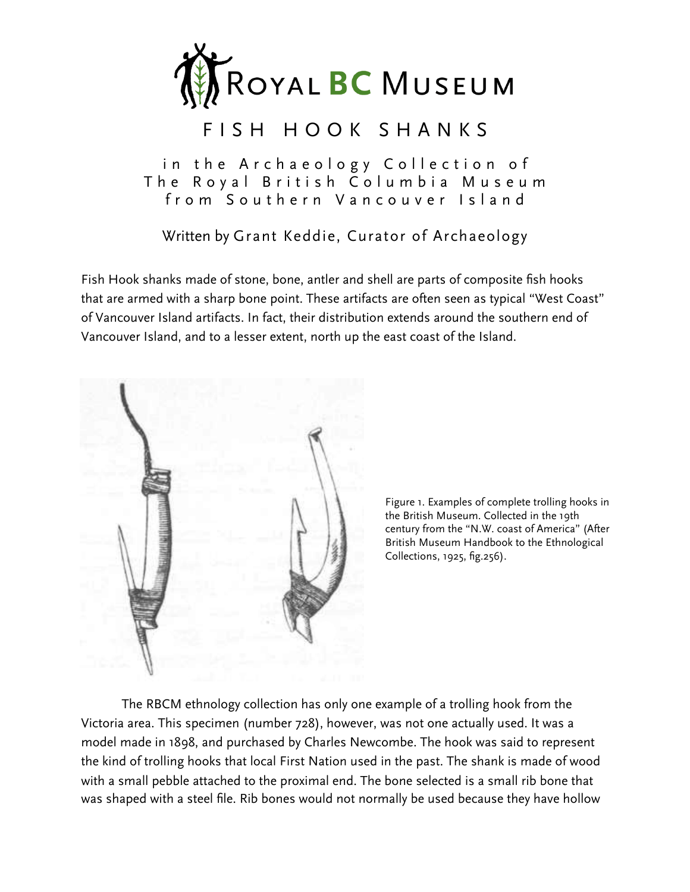Royal BC Museum

# FISH HOOK SHANKS

## in the Archaeology Collection of The Royal British Columbia Museum from Southern Vancouver Island

Written by Grant Keddie, Curator of Archaeology

Fish Hook shanks made of stone, bone, antler and shell are parts of composite fish hooks that are armed with a sharp bone point. These artifacts are often seen as typical "West Coast" of Vancouver Island artifacts. In fact, their distribution extends around the southern end of Vancouver Island, and to a lesser extent, north up the east coast of the Island.

Figure 1. Examples of complete trolling hooks in the British Museum. Collected in the 19th century from the "N.W. coast of America" (After British Museum Handbook to the Ethnological Collections, 1925, fig.256).

The RBCM ethnology collection has only one example of a trolling hook from the Victoria area. This specimen (number 728), however, was not one actually used. It was a model made in 1898, and purchased by Charles Newcombe. The hook was said to represent the kind of trolling hooks that local First Nation used in the past. The shank is made of wood with a small pebble attached to the proximal end. The bone selected is a small rib bone that was shaped with a steel file. Rib bones would not normally be used because they have hollow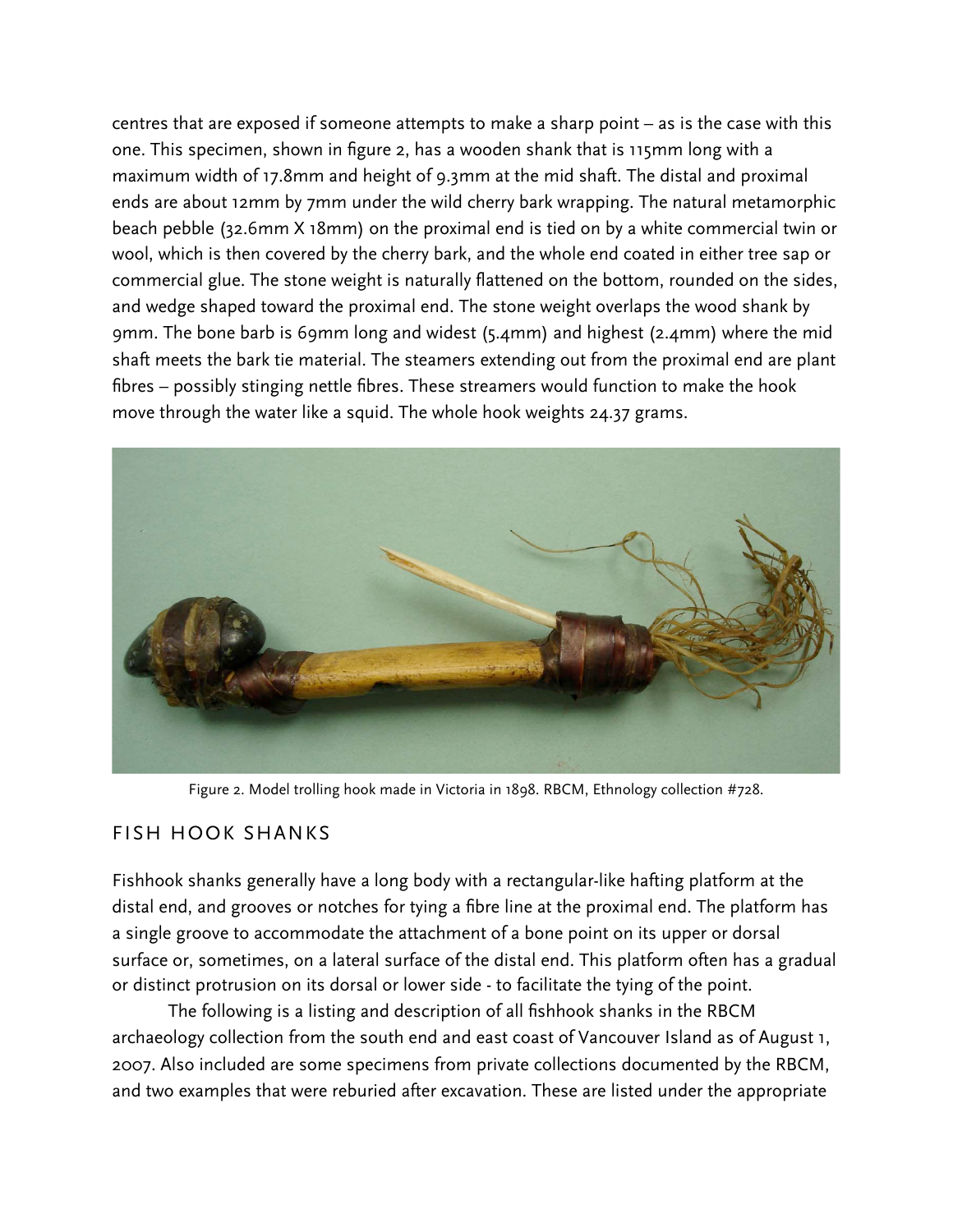centres that are exposed if someone attempts to make a sharp point – as is the case with this one. This specimen, shown in figure 2, has a wooden shank that is 115mm long with a maximum width of 17.8mm and height of 9.3mm at the mid shaft. The distal and proximal ends are about 12mm by 7mm under the wild cherry bark wrapping. The natural metamorphic beach pebble (32.6mm X 18mm) on the proximal end is tied on by a white commercial twin or wool, which is then covered by the cherry bark, and the whole end coated in either tree sap or commercial glue. The stone weight is naturally flattened on the bottom, rounded on the sides, and wedge shaped toward the proximal end. The stone weight overlaps the wood shank by 9mm. The bone barb is 69mm long and widest (5.4mm) and highest (2.4mm) where the mid shaft meets the bark tie material. The steamers extending out from the proximal end are plant fibres – possibly stinging nettle fibres. These streamers would function to make the hook move through the water like a squid. The whole hook weights 24.37 grams.

Figure 2. Model trolling hook made in Victoria in 1898. RBCM, Ethnology collection #728.

## FISH HOOK SHANKS

Fishhook shanks generally have a long body with a rectangular-like hafting platform at the distal end, and grooves or notches for tying a fibre line at the proximal end. The platform has a single groove to accommodate the attachment of a bone point on its upper or dorsal surface or, sometimes, on a lateral surface of the distal end. This platform often has a gradual or distinct protrusion on its dorsal or lower side - to facilitate the tying of the point.

The following is a listing and description of all fishhook shanks in the RBCM archaeology collection from the south end and east coast of Vancouver Island as of August 1, 2007. Also included are some specimens from private collections documented by the RBCM, and two examples that were reburied after excavation. These are listed under the appropriate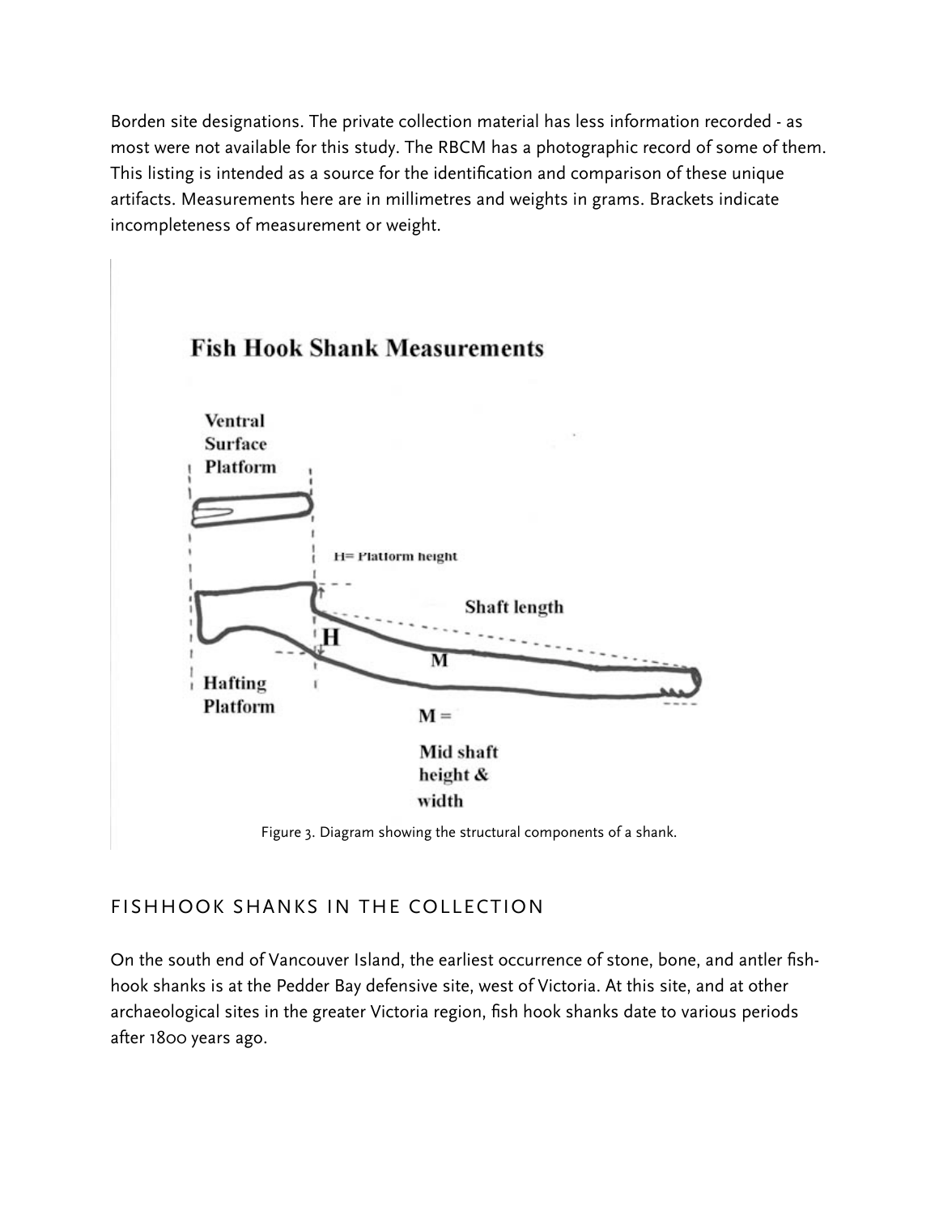Borden site designations. The private collection material has less information recorded - as most were not available for this study. The RBCM has a photographic record of some of them. This listing is intended as a source for the identification and comparison of these unique artifacts. Measurements here are in millimetres and weights in grams. Brackets indicate incompleteness of measurement or weight.

Figure 3. Diagram showing the structural components of a shank.

## FISHHOOK SHANKS IN THE COLLECTION

On the south end of Vancouver Island, the earliest occurrence of stone, bone, and antler fish-hook shanks is at the Pedder Bay defensive site, west of Victoria. At this site, and at other archaeological sites in the greater Victoria region, fish hook shanks date to various periods after 1800 years ago.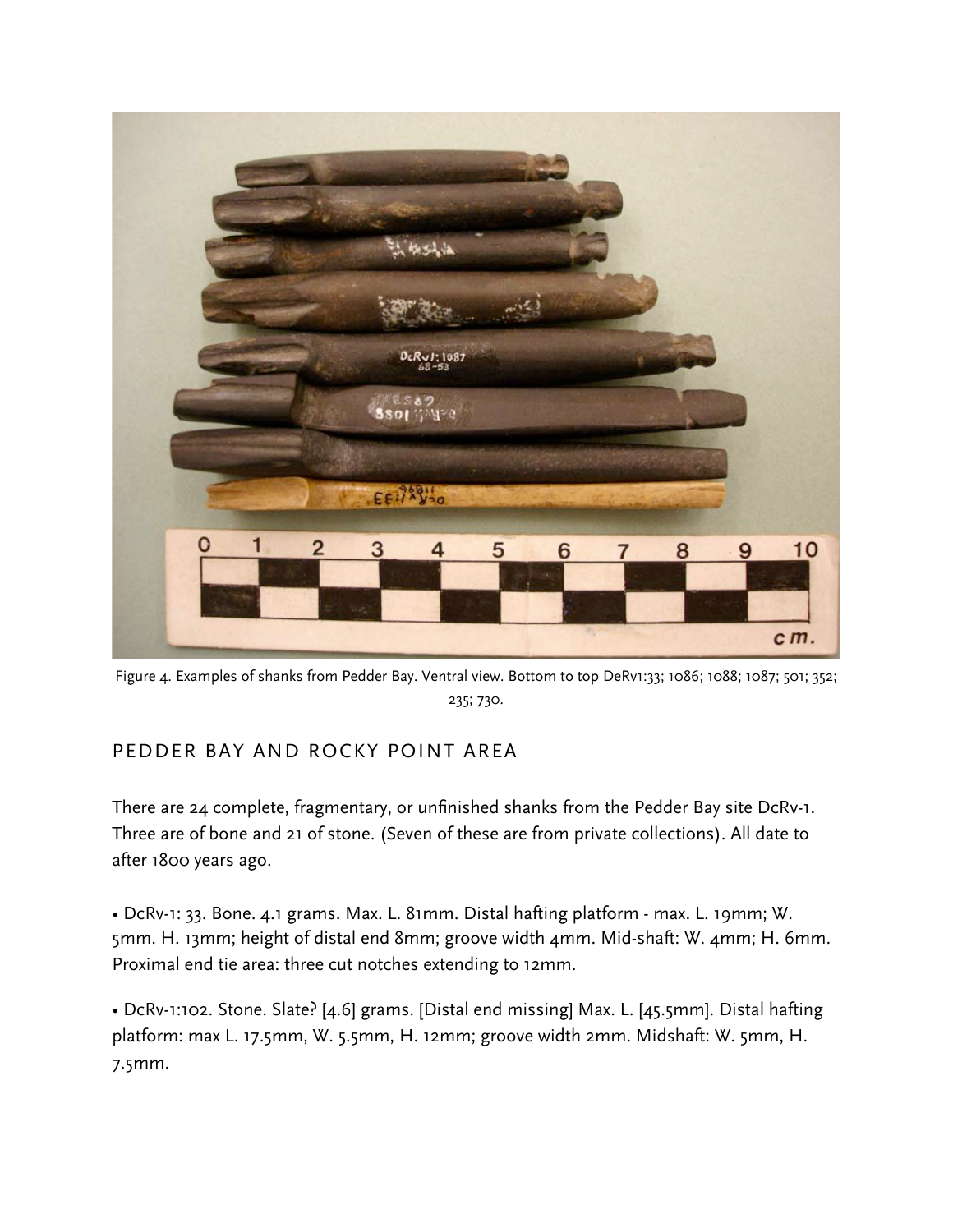Figure 4. Examples of shanks from Pedder Bay. Ventral view. Bottom to top DeRv1:33; 1086; 1088; 1087; 501; 352; 235; 730.

## PEDDER BAY AND ROCKY POINT AREA

There are 24 complete, fragmentary, or unfinished shanks from the Pedder Bay site DcRv-1. Three are of bone and 21 of stone. (Seven of these are from private collections). All date to after 1800 years ago.

- DcRv-1: 33. Bone. 4.1 grams. Max. L. 81mm. Distal hafting platform - max. L. 19mm; W. 5mm. H. 13mm; height of distal end 8mm; groove width 4mm. Mid-shaft: W. 4mm; H. 6mm. Proximal end tie area: three cut notches extending to 12mm.

- DcRv-1:102. Stone. Slate? [4.6] grams. [Distal end missing] Max. L. [45.5mm]. Distal hafting platform: max L. 17.5mm, W. 5.5mm, H. 12mm; groove width 2mm. Midshaft: W. 5mm, H. 7.5mm.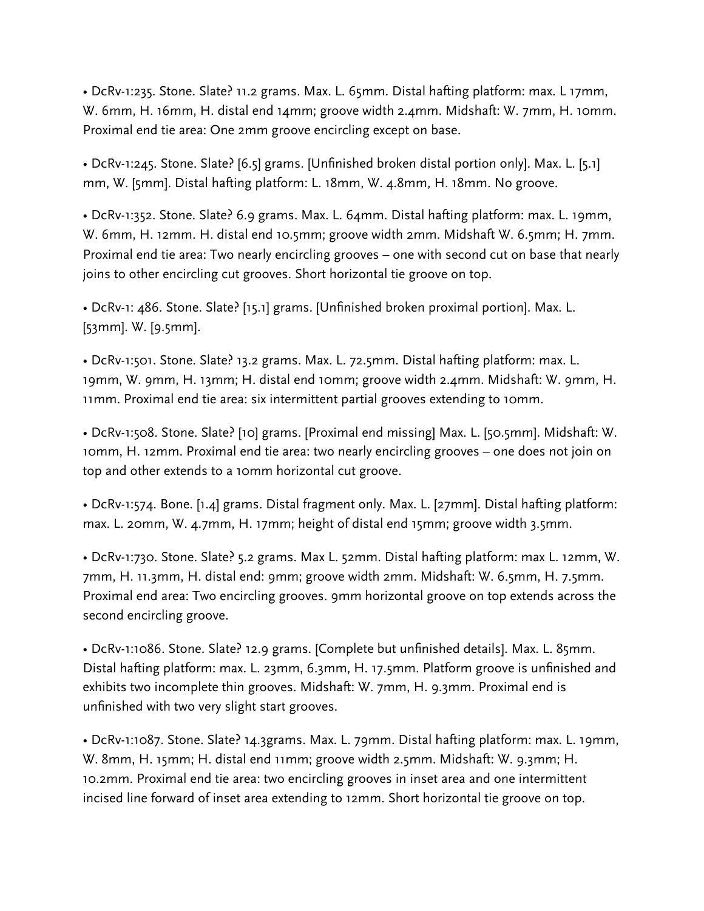- DcRv-1:235. Stone. Slate? 11.2 grams. Max. L. 65mm. Distal hafting platform: max. L 17mm, W. 6mm, H. 16mm, H. distal end 14mm; groove width 2.4mm. Midshaft: W. 7mm, H. 10mm. Proximal end tie area: One 2mm groove encircling except on base.

- DcRv-1:245. Stone. Slate? [6.5] grams. [Unfinished broken distal portion only]. Max. L. [5.1] mm, W. [5mm]. Distal hafting platform: L. 18mm, W. 4.8mm, H. 18mm. No groove.

- DcRv-1:352. Stone. Slate? 6.9 grams. Max. L. 64mm. Distal hafting platform: max. L. 19mm, W. 6mm, H. 12mm. H. distal end 10.5mm; groove width 2mm. Midshaft W. 6.5mm; H. 7mm. Proximal end tie area: Two nearly encircling grooves – one with second cut on base that nearly joins to other encircling cut grooves. Short horizontal tie groove on top.

- DcRv-1: 486. Stone. Slate? [15.1] grams. [Unfinished broken proximal portion]. Max. L. [53mm]. W. [9.5mm].

- DcRv-1:501. Stone. Slate? 13.2 grams. Max. L. 72.5mm. Distal hafting platform: max. L. 19mm, W. 9mm, H. 13mm; H. distal end 10mm; groove width 2.4mm. Midshaft: W. 9mm, H. 11mm. Proximal end tie area: six intermittent partial grooves extending to 10mm.

- DcRv-1:508. Stone. Slate? [10] grams. [Proximal end missing] Max. L. [50.5mm]. Midshaft: W. 10mm, H. 12mm. Proximal end tie area: two nearly encircling grooves – one does not join on top and other extends to a 10mm horizontal cut groove.

- DcRv-1:574. Bone. [1.4] grams. Distal fragment only. Max. L. [27mm]. Distal hafting platform: max. L. 20mm, W. 4.7mm, H. 17mm; height of distal end 15mm; groove width 3.5mm.

- DcRv-1:730. Stone. Slate? 5.2 grams. Max L. 52mm. Distal hafting platform: max L. 12mm, W. 7mm, H. 11.3mm, H. distal end: 9mm; groove width 2mm. Midshaft: W. 6.5mm, H. 7.5mm. Proximal end area: Two encircling grooves. 9mm horizontal groove on top extends across the second encircling groove.

- DcRv-1:1086. Stone. Slate? 12.9 grams. [Complete but unfinished details]. Max. L. 85mm. Distal hafting platform: max. L. 23mm, 6.3mm, H. 17.5mm. Platform groove is unfinished and exhibits two incomplete thin grooves. Midshaft: W. 7mm, H. 9.3mm. Proximal end is unfinished with two very slight start grooves.

- DcRv-1:1087. Stone. Slate? 14.3grams. Max. L. 79mm. Distal hafting platform: max. L. 19mm, W. 8mm, H. 15mm; H. distal end 11mm; groove width 2.5mm. Midshaft: W. 9.3mm; H. 10.2mm. Proximal end tie area: two encircling grooves in inset area and one intermittent incised line forward of inset area extending to 12mm. Short horizontal tie groove on top.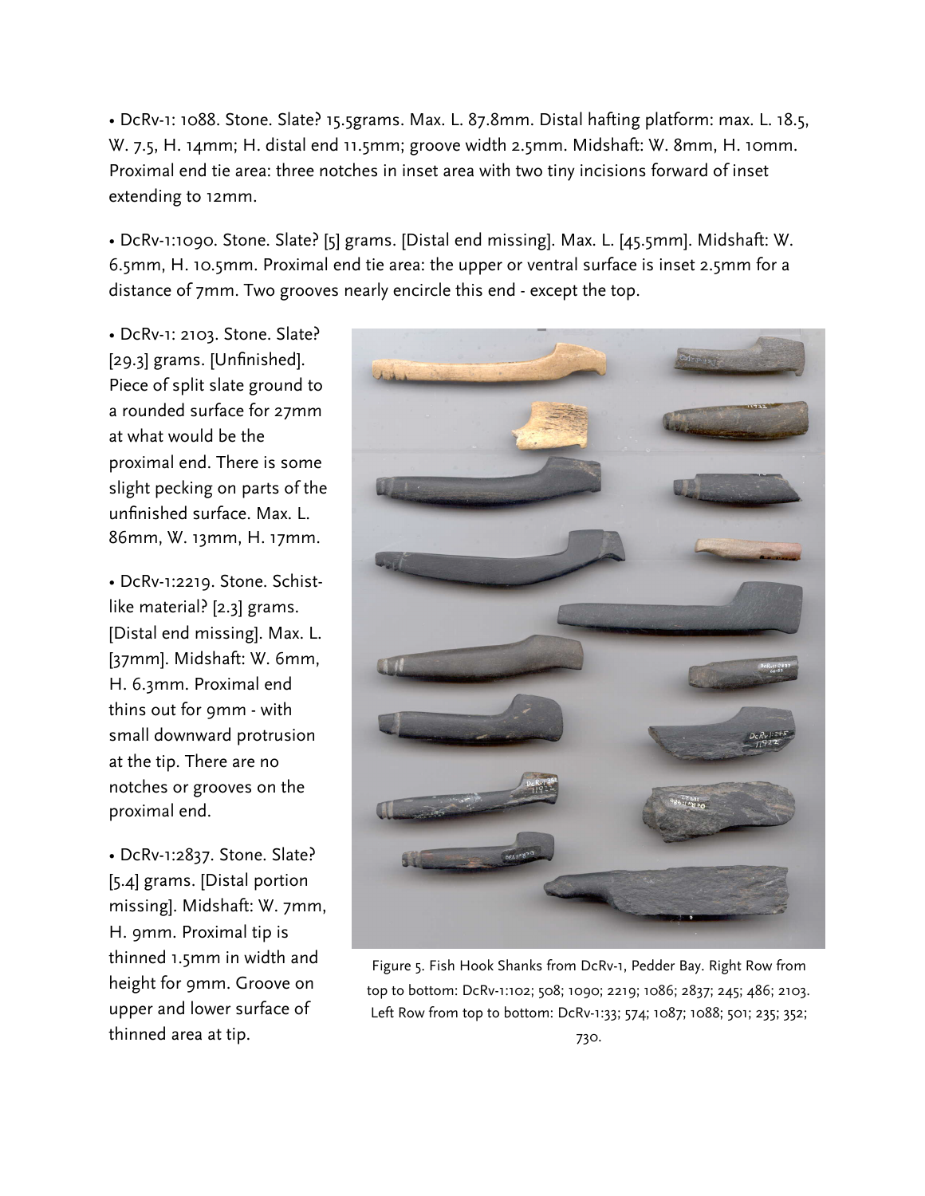• DcRv-1: 1088. Stone. Slate? 15.5grams. Max. L. 87.8mm. Distal hafting platform: max. L. 18.5, W. 7.5, H. 14mm; H. distal end 11.5mm; groove width 2.5mm. Midshaft: W. 8mm, H. 10mm. Proximal end tie area: three notches in inset area with two tiny incisions forward of inset extending to 12mm.

• DcRv-1:1090. Stone. Slate? [5] grams. [Distal end missing]. Max. L. [45.5mm]. Midshaft: W. 6.5mm, H. 10.5mm. Proximal end tie area: the upper or ventral surface is inset 2.5mm for a distance of 7mm. Two grooves nearly encircle this end - except the top.

• DcRv-1: 2103. Stone. Slate? [29.3] grams. [Unfinished]. Piece of split slate ground to a rounded surface for 27mm at what would be the proximal end. There is some slight pecking on parts of the unfinished surface. Max. L. 86mm, W. 13mm, H. 17mm.

• DcRv-1:2219. Stone. Schist-like material? [2.3] grams. [Distal end missing]. Max. L. [37mm]. Midshaft: W. 6mm, H. 6.3mm. Proximal end thins out for 9mm - with small downward protrusion at the tip. There are no notches or grooves on the proximal end.

• DcRv-1:2837. Stone. Slate? [5.4] grams. [Distal portion missing]. Midshaft: W. 7mm, H. 9mm. Proximal tip is thinned 1.5mm in width and height for 9mm. Groove on upper and lower surface of thinned area at tip.

Figure 5. Fish Hook Shanks from DcRv-1, Pedder Bay. Right Row from top to bottom: DcRv-1:102; 508; 1090; 2219; 1086; 2837; 245; 486; 2103. Left Row from top to bottom: DcRv-1:33; 574; 1087; 1088; 501; 235; 352; 730.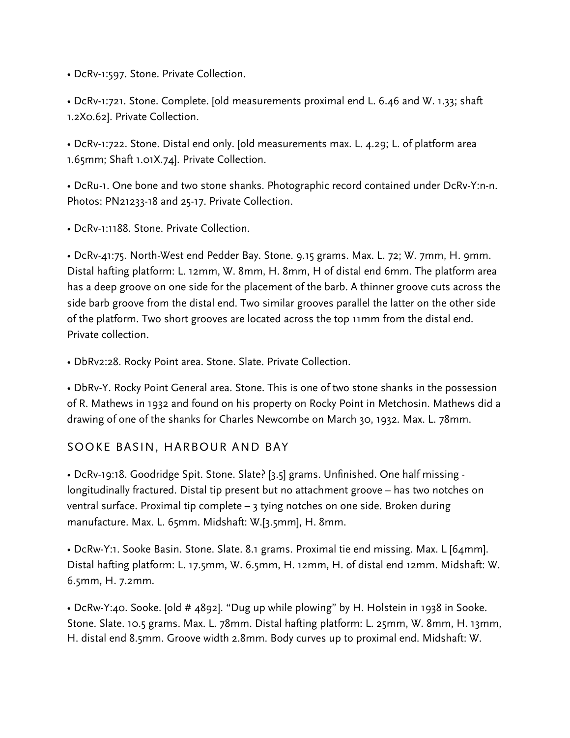- DcRv-1:597. Stone. Private Collection.

- DcRv-1:721. Stone. Complete. [old measurements proximal end L. 6.46 and W. 1.33; shaft 1.2X0.62]. Private Collection.

- DcRv-1:722. Stone. Distal end only. [old measurements max. L. 4.29; L. of platform area 1.65mm; Shaft 1.01X.74]. Private Collection.

- DcRu-1. One bone and two stone shanks. Photographic record contained under DcRv-Y:n-n. Photos: PN21233-18 and 25-17. Private Collection.

- DcRv-1:1188. Stone. Private Collection.

- DcRv-41:75. North-West end Pedder Bay. Stone. 9.15 grams. Max. L. 72; W. 7mm, H. 9mm. Distal hafting platform: L. 12mm, W. 8mm, H. 8mm, H of distal end 6mm. The platform area has a deep groove on one side for the placement of the barb. A thinner groove cuts across the side barb groove from the distal end. Two similar grooves parallel the latter on the other side of the platform. Two short grooves are located across the top 11mm from the distal end. Private collection.

- DbRv2:28. Rocky Point area. Stone. Slate. Private Collection.

- DbRv-Y. Rocky Point General area. Stone. This is one of two stone shanks in the possession of R. Mathews in 1932 and found on his property on Rocky Point in Metchosin. Mathews did a drawing of one of the shanks for Charles Newcombe on March 30, 1932. Max. L. 78mm.

## SOOKE BASIN, HARBOUR AND BAY

- DcRv-19:18. Goodridge Spit. Stone. Slate? [3.5] grams. Unfinished. One half missing - longitudinally fractured. Distal tip present but no attachment groove – has two notches on ventral surface. Proximal tip complete – 3 tying notches on one side. Broken during manufacture. Max. L. 65mm. Midshaft: W.[3.5mm], H. 8mm.

- DcRw-Y:1. Sooke Basin. Stone. Slate. 8.1 grams. Proximal tie end missing. Max. L [64mm]. Distal hafting platform: L. 17.5mm, W. 6.5mm, H. 12mm, H. of distal end 12mm. Midshaft: W. 6.5mm, H. 7.2mm.

- DcRw-Y:40. Sooke. [old # 4892]. "Dug up while plowing" by H. Holstein in 1938 in Sooke. Stone. Slate. 10.5 grams. Max. L. 78mm. Distal hafting platform: L. 25mm, W. 8mm, H. 13mm, H. distal end 8.5mm. Groove width 2.8mm. Body curves up to proximal end. Midshaft: W.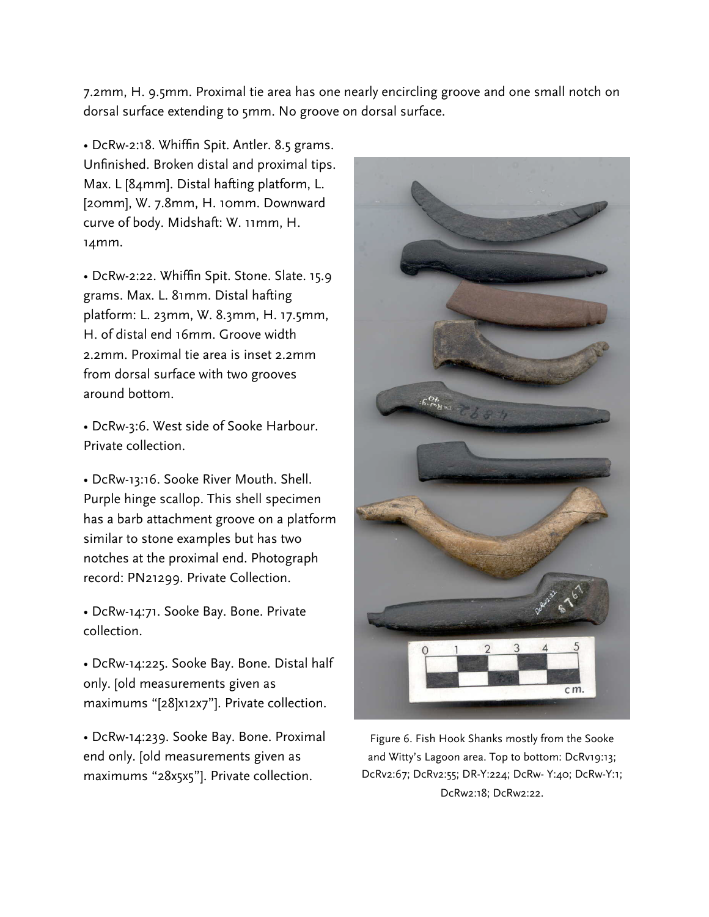7.2mm, H. 9.5mm. Proximal tie area has one nearly encircling groove and one small notch on dorsal surface extending to 5mm. No groove on dorsal surface.

- DcRw-2:18. Whiffin Spit. Antler. 8.5 grams. Unfinished. Broken distal and proximal tips. Max. L [84mm]. Distal hafting platform, L. [20mm], W. 7.8mm, H. 10mm. Downward curve of body. Midshaft: W. 11mm, H. 14mm.

- DcRw-2:22. Whiffin Spit. Stone. Slate. 15.9 grams. Max. L. 81mm. Distal hafting platform: L. 23mm, W. 8.3mm, H. 17.5mm, H. of distal end 16mm. Groove width 2.2mm. Proximal tie area is inset 2.2mm from dorsal surface with two grooves around bottom.

- DcRw-3:6. West side of Sooke Harbour. Private collection.

- DcRw-13:16. Sooke River Mouth. Shell. Purple hinge scallop. This shell specimen has a barb attachment groove on a platform similar to stone examples but has two notches at the proximal end. Photograph record: PN21299. Private Collection.

- DcRw-14:71. Sooke Bay. Bone. Private collection.

- DcRw-14:225. Sooke Bay. Bone. Distal half only. [old measurements given as maximums "[28]x12x7"]. Private collection.

- DcRw-14:239. Sooke Bay. Bone. Proximal end only. [old measurements given as maximums "28x5x5"]. Private collection.

Figure 6. Fish Hook Shanks mostly from the Sooke and Witty's Lagoon area. Top to bottom: DcRv19:13; DcRv2:67; DcRv2:55; DR-Y:224; DcRw- Y:40; DcRw-Y:1; DcRw2:18; DcRw2:22.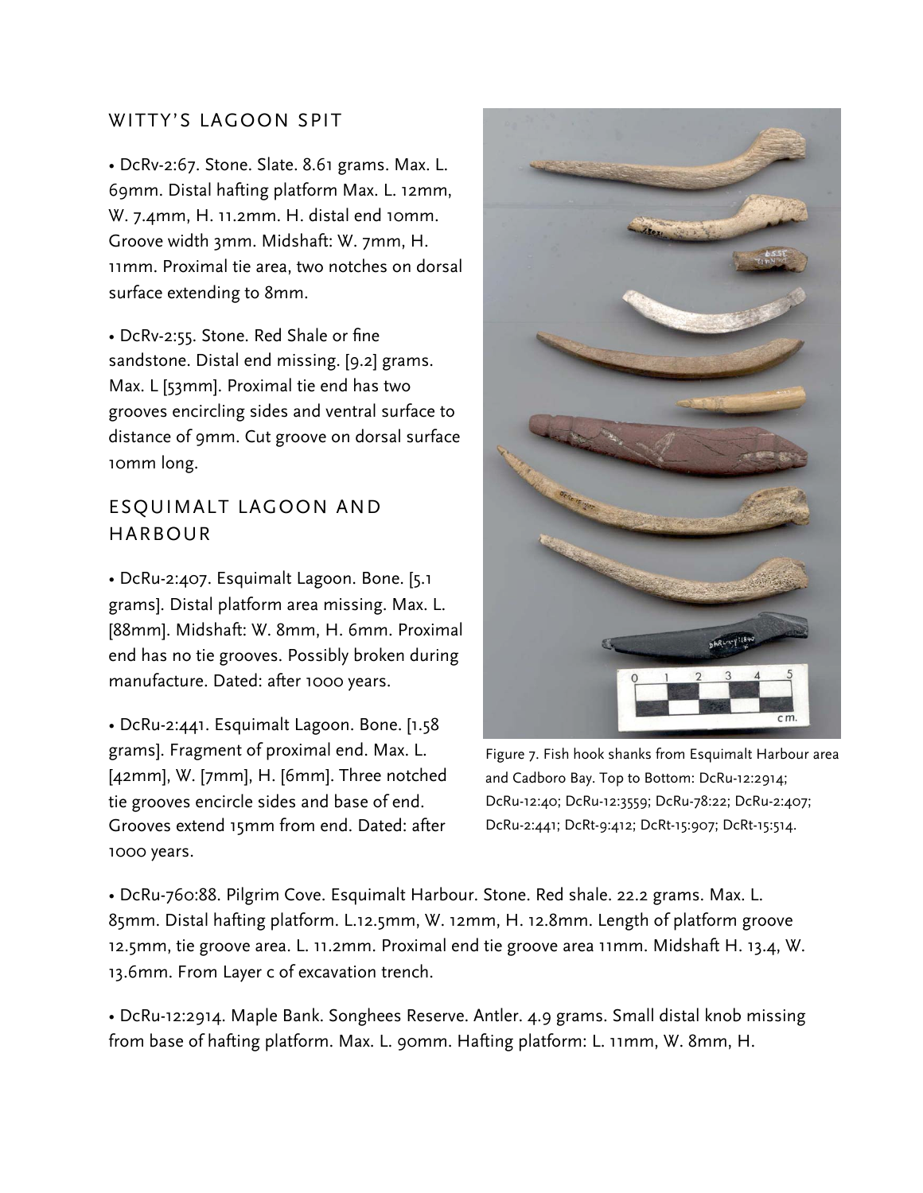## WITTY'S LAGOON SPIT

• DcRv-2:67. Stone. Slate. 8.61 grams. Max. L. 69mm. Distal hafting platform Max. L. 12mm, W. 7.4mm, H. 11.2mm. H. distal end 10mm. Groove width 3mm. Midshaft: W. 7mm, H. 11mm. Proximal tie area, two notches on dorsal surface extending to 8mm.

• DcRv-2:55. Stone. Red Shale or fine sandstone. Distal end missing. [9.2] grams. Max. L [53mm]. Proximal tie end has two grooves encircling sides and ventral surface to distance of 9mm. Cut groove on dorsal surface 10mm long.

## ESQUIMALT LAGOON AND HARBOUR

• DcRu-2:407. Esquimalt Lagoon. Bone. [5.1 grams]. Distal platform area missing. Max. L. [88mm]. Midshaft: W. 8mm, H. 6mm. Proximal end has no tie grooves. Possibly broken during manufacture. Dated: after 1000 years.

• DcRu-2:441. Esquimalt Lagoon. Bone. [1.58 grams]. Fragment of proximal end. Max. L. [42mm], W. [7mm], H. [6mm]. Three notched tie grooves encircle sides and base of end. Grooves extend 15mm from end. Dated: after 1000 years.

Figure 7. Fish hook shanks from Esquimalt Harbour area and Cadboro Bay. Top to Bottom: DcRu-12:2914; DcRu-12:40; DcRu-12:3559; DcRu-78:22; DcRu-2:407; DcRu-2:441; DcRt-9:412; DcRt-15:907; DcRt-15:514.

• DcRu-760:88. Pilgrim Cove. Esquimalt Harbour. Stone. Red shale. 22.2 grams. Max. L. 85mm. Distal hafting platform. L.12.5mm, W. 12mm, H. 12.8mm. Length of platform groove 12.5mm, tie groove area. L. 11.2mm. Proximal end tie groove area 11mm. Midshaft H. 13.4, W. 13.6mm. From Layer c of excavation trench.

• DcRu-12:2914. Maple Bank. Songhees Reserve. Antler. 4.9 grams. Small distal knob missing from base of hafting platform. Max. L. 90mm. Hafting platform: L. 11mm, W. 8mm, H.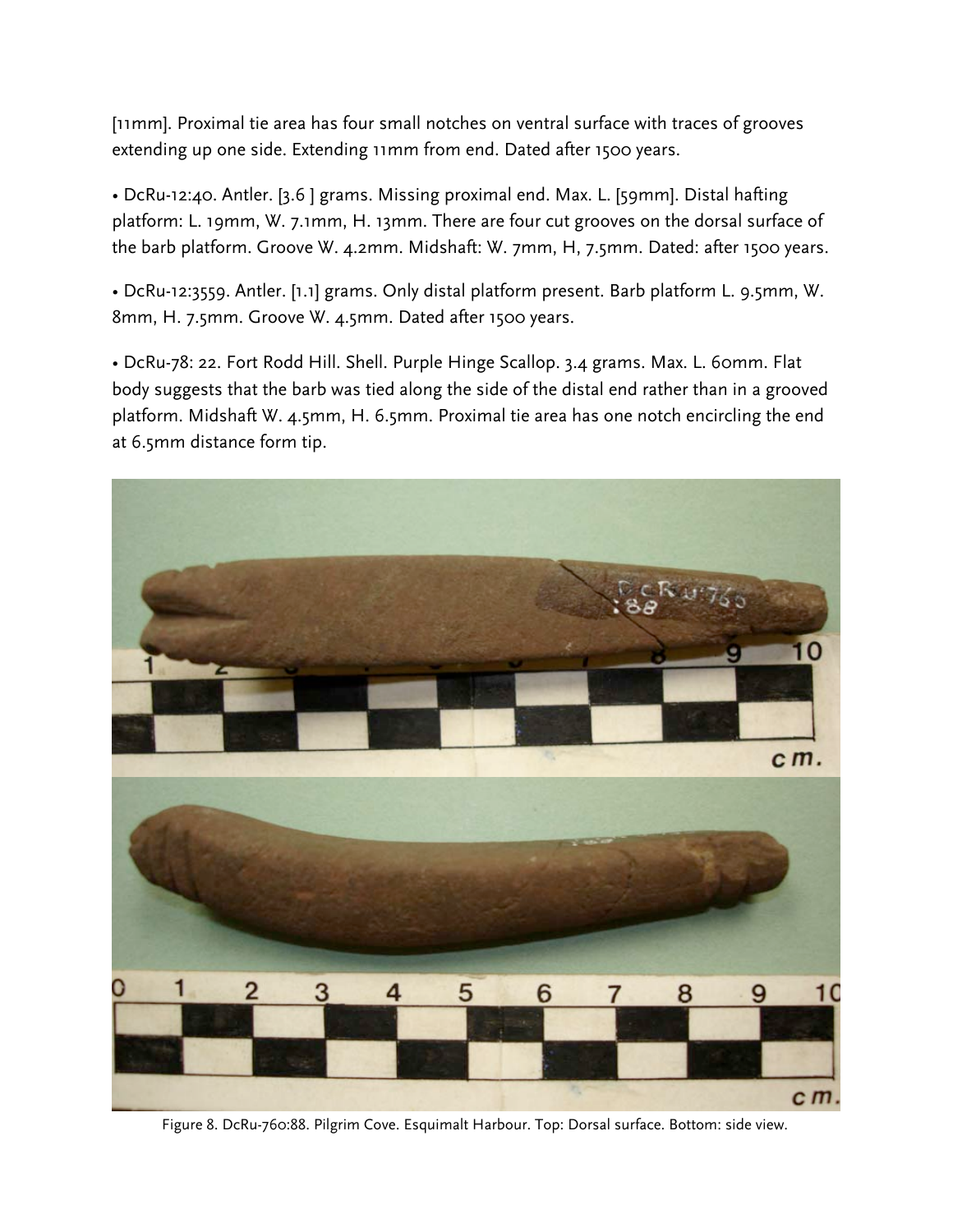[11mm]. Proximal tie area has four small notches on ventral surface with traces of grooves extending up one side. Extending 11mm from end. Dated after 1500 years.

- DcRu-12:40. Antler. [3.6 ] grams. Missing proximal end. Max. L. [59mm]. Distal hafting platform: L. 19mm, W. 7.1mm, H. 13mm. There are four cut grooves on the dorsal surface of the barb platform. Groove W. 4.2mm. Midshaft: W. 7mm, H, 7.5mm. Dated: after 1500 years.

- DcRu-12:3559. Antler. [1.1] grams. Only distal platform present. Barb platform L. 9.5mm, W. 8mm, H. 7.5mm. Groove W. 4.5mm. Dated after 1500 years.

- DcRu-78: 22. Fort Rodd Hill. Shell. Purple Hinge Scallop. 3.4 grams. Max. L. 60mm. Flat body suggests that the barb was tied along the side of the distal end rather than in a grooved platform. Midshaft W. 4.5mm, H. 6.5mm. Proximal tie area has one notch encircling the end at 6.5mm distance form tip.

Figure 8. DcRu-760:88. Pilgrim Cove. Esquimalt Harbour. Top: Dorsal surface. Bottom: side view.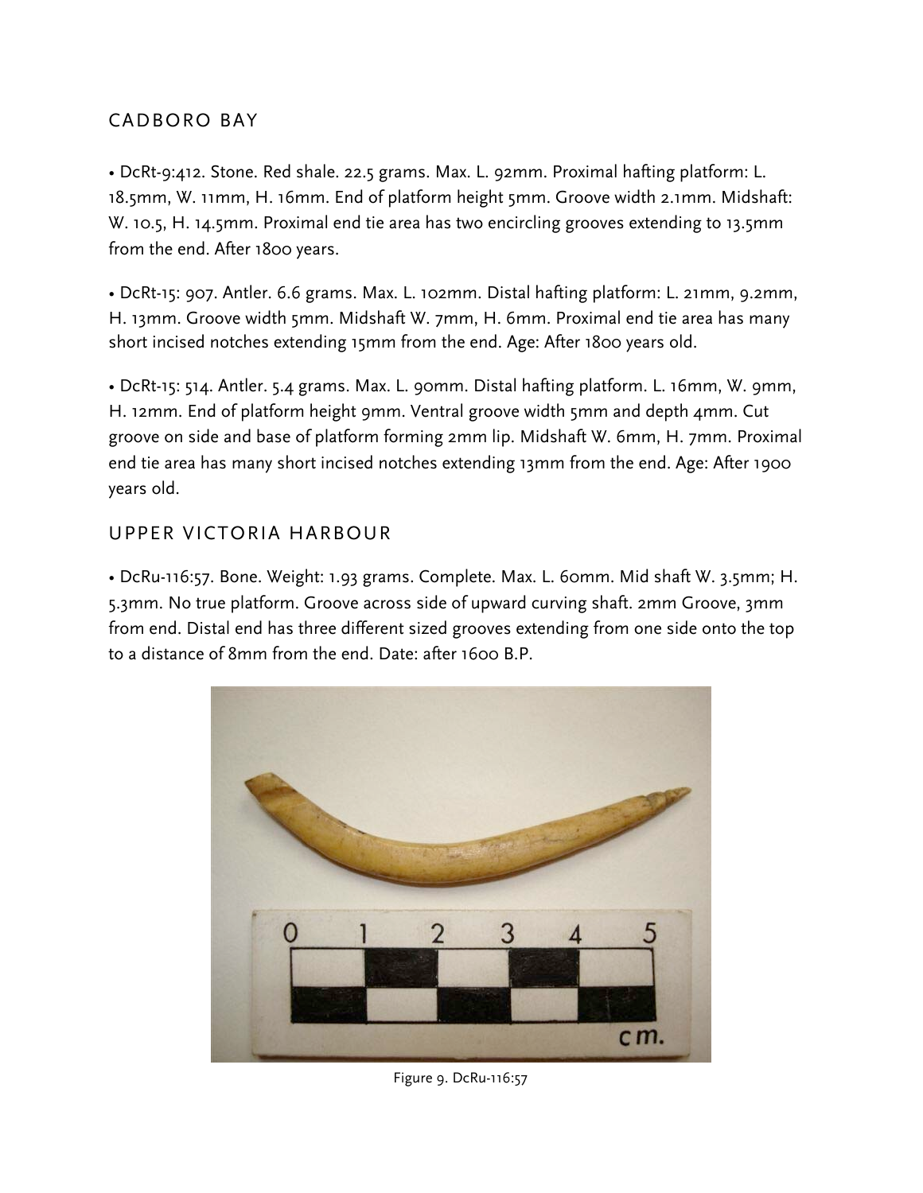## CADBORO BAY

- DcRt-9:412. Stone. Red shale. 22.5 grams. Max. L. 92mm. Proximal hafting platform: L. 18.5mm, W. 11mm, H. 16mm. End of platform height 5mm. Groove width 2.1mm. Midshaft: W. 10.5, H. 14.5mm. Proximal end tie area has two encircling grooves extending to 13.5mm from the end. After 1800 years.

- DcRt-15: 907. Antler. 6.6 grams. Max. L. 102mm. Distal hafting platform: L. 21mm, 9.2mm, H. 13mm. Groove width 5mm. Midshaft W. 7mm, H. 6mm. Proximal end tie area has many short incised notches extending 15mm from the end. Age: After 1800 years old.

- DcRt-15: 514. Antler. 5.4 grams. Max. L. 90mm. Distal hafting platform. L. 16mm, W. 9mm, H. 12mm. End of platform height 9mm. Ventral groove width 5mm and depth 4mm. Cut groove on side and base of platform forming 2mm lip. Midshaft W. 6mm, H. 7mm. Proximal end tie area has many short incised notches extending 13mm from the end. Age: After 1900 years old.

## UPPER VICTORIA HARBOUR

- DcRu-116:57. Bone. Weight: 1.93 grams. Complete. Max. L. 60mm. Mid shaft W. 3.5mm; H. 5.3mm. No true platform. Groove across side of upward curving shaft. 2mm Groove, 3mm from end. Distal end has three different sized grooves extending from one side onto the top to a distance of 8mm from the end. Date: after 1600 B.P.

Figure 9. DcRu-116:57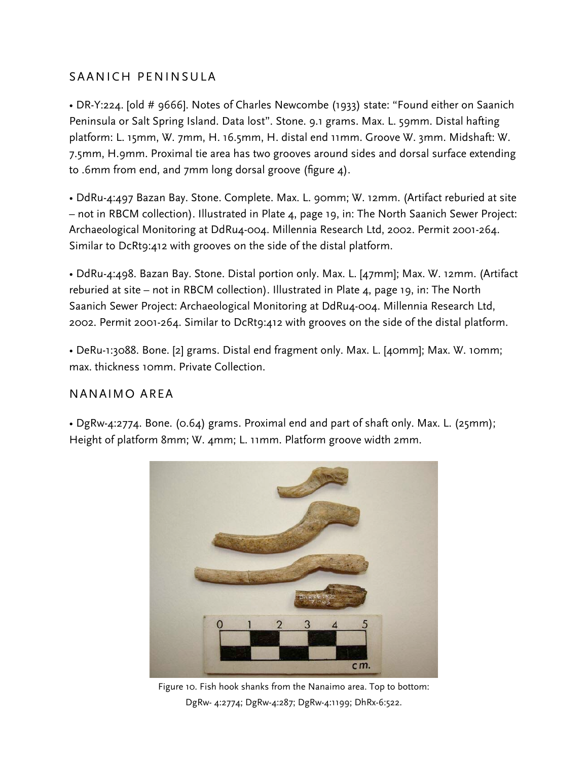## SAANICH PENINSULA

• DR-Y:224. [old # 9666]. Notes of Charles Newcombe (1933) state: "Found either on Saanich Peninsula or Salt Spring Island. Data lost". Stone. 9.1 grams. Max. L. 59mm. Distal hafting platform: L. 15mm, W. 7mm, H. 16.5mm, H. distal end 11mm. Groove W. 3mm. Midshaft: W. 7.5mm, H.9mm. Proximal tie area has two grooves around sides and dorsal surface extending to .6mm from end, and 7mm long dorsal groove (figure 4).

• DdRu-4:497 Bazan Bay. Stone. Complete. Max. L. 90mm; W. 12mm. (Artifact reburied at site – not in RBCM collection). Illustrated in Plate 4, page 19, in: The North Saanich Sewer Project: Archaeological Monitoring at DdRu4-004. Millennia Research Ltd, 2002. Permit 2001-264. Similar to DcRt9:412 with grooves on the side of the distal platform.

• DdRu-4:498. Bazan Bay. Stone. Distal portion only. Max. L. [47mm]; Max. W. 12mm. (Artifact reburied at site – not in RBCM collection). Illustrated in Plate 4, page 19, in: The North Saanich Sewer Project: Archaeological Monitoring at DdRu4-004. Millennia Research Ltd, 2002. Permit 2001-264. Similar to DcRt9:412 with grooves on the side of the distal platform.

• DeRu-1:3088. Bone. [2] grams. Distal end fragment only. Max. L. [40mm]; Max. W. 10mm; max. thickness 10mm. Private Collection.

## NANAIMO AREA

• DgRw-4:2774. Bone. (0.64) grams. Proximal end and part of shaft only. Max. L. (25mm); Height of platform 8mm; W. 4mm; L. 11mm. Platform groove width 2mm.

Figure 10. Fish hook shanks from the Nanaimo area. Top to bottom: DgRw- 4:2774; DgRw-4:287; DgRw-4:1199; DhRx-6:522.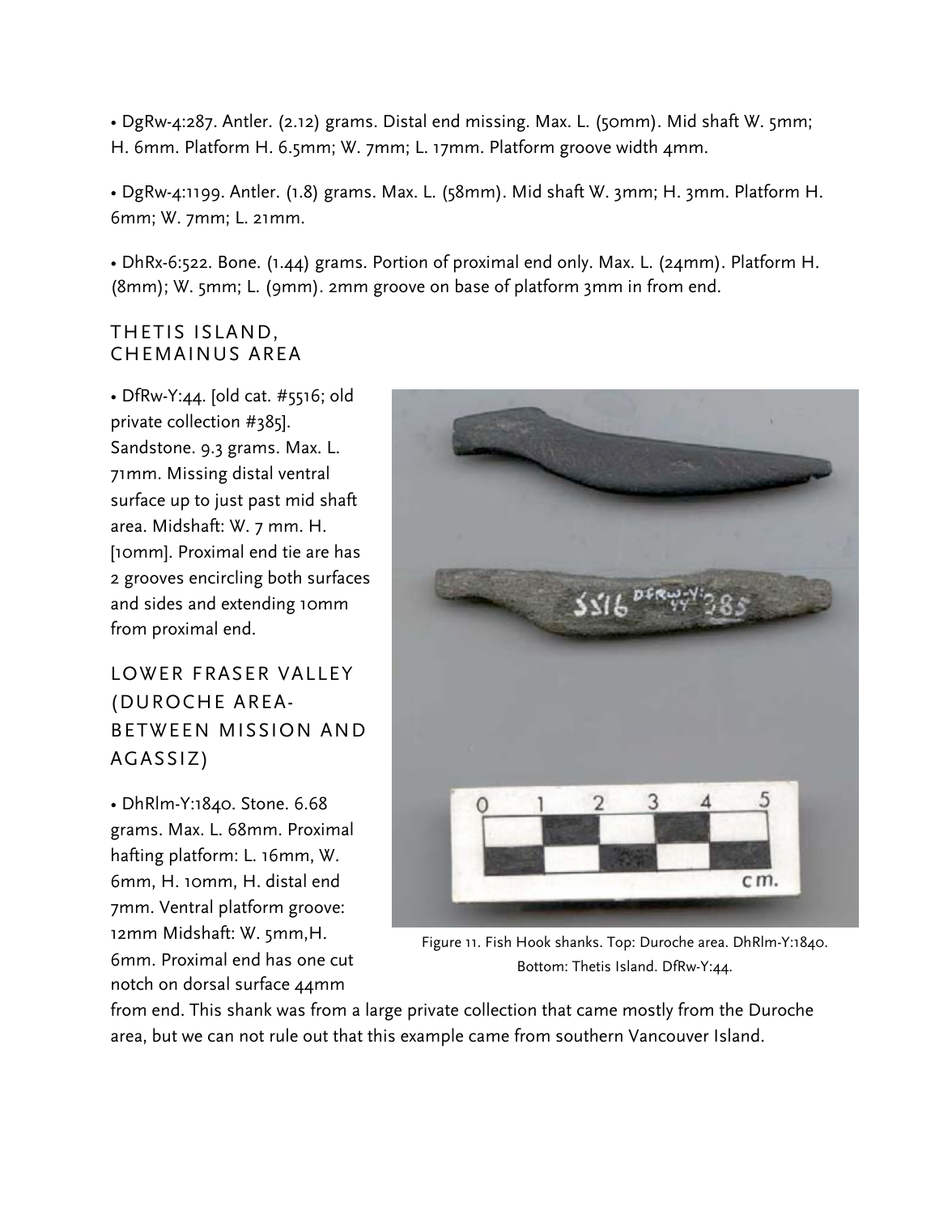- DgRw-4:287. Antler. (2.12) grams. Distal end missing. Max. L. (50mm). Mid shaft W. 5mm; H. 6mm. Platform H. 6.5mm; W. 7mm; L. 17mm. Platform groove width 4mm.

- DgRw-4:1199. Antler. (1.8) grams. Max. L. (58mm). Mid shaft W. 3mm; H. 3mm. Platform H. 6mm; W. 7mm; L. 21mm.

- DhRx-6:522. Bone. (1.44) grams. Portion of proximal end only. Max. L. (24mm). Platform H. (8mm); W. 5mm; L. (9mm). 2mm groove on base of platform 3mm in from end.

## THETIS ISLAND, CHEMAINUS AREA

- DfRw-Y:44. [old cat. #5516; old private collection #385]. Sandstone. 9.3 grams. Max. L. 71mm. Missing distal ventral surface up to just past mid shaft area. Midshaft: W. 7 mm. H. [10mm]. Proximal end tie are has 2 grooves encircling both surfaces and sides and extending 10mm from proximal end.

## LOWER FRASER VALLEY (DUROCHE AREA- BETWEEN MISSION AND AGASSIZ)

- DhRlm-Y:1840. Stone. 6.68 grams. Max. L. 68mm. Proximal hafting platform: L. 16mm, W. 6mm, H. 10mm, H. distal end 7mm. Ventral platform groove: 12mm Midshaft: W. 5mm,H. 6mm. Proximal end has one cut notch on dorsal surface 44mm from end. This shank was from a large private collection that came mostly from the Duroche area, but we can not rule out that this example came from southern Vancouver Island.

Figure 11. Fish Hook shanks. Top: Duroche area. DhRlm-Y:1840. Bottom: Thetis Island. DfRw-Y:44.